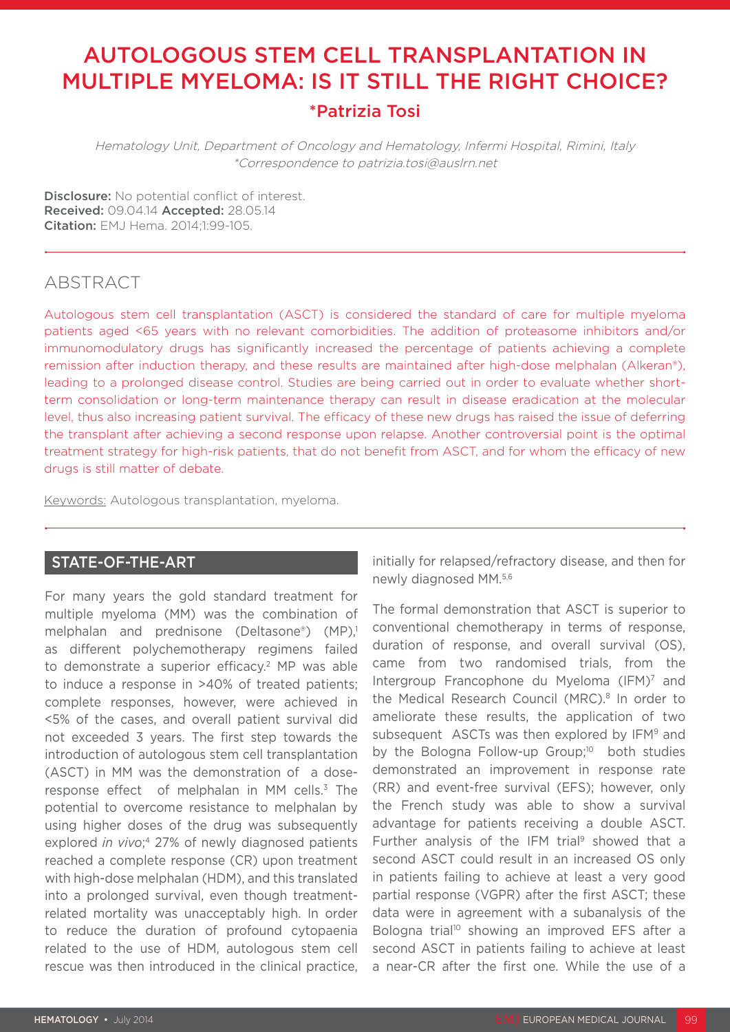# AUTOLOGOUS STEM CELL TRANSPLANTATION IN MULTIPLE MYELOMA: IS IT STILL THE RIGHT CHOICE?

## *Patrizia Tosi

*Hematology Unit, Department of Oncology and Hematology, Infermi Hospital, Rimini, Italy*
*\*Correspondence to patrizia.tosi@auslrn.net*

**Disclosure:** No potential conflict of interest.
**Received:** 09.04.14 **Accepted:** 28.05.14
**Citation:** EMJ Hema. 2014;1:99-105.

## ABSTRACT

Autologous stem cell transplantation (ASCT) is considered the standard of care for multiple myeloma patients aged <65 years with no relevant comorbidities. The addition of proteasome inhibitors and/or immunomodulatory drugs has significantly increased the percentage of patients achieving a complete remission after induction therapy, and these results are maintained after high-dose melphalan (Alkeran®), leading to a prolonged disease control. Studies are being carried out in order to evaluate whether short-term consolidation or long-term maintenance therapy can result in disease eradication at the molecular level, thus also increasing patient survival. The efficacy of these new drugs has raised the issue of deferring the transplant after achieving a second response upon relapse. Another controversial point is the optimal treatment strategy for high-risk patients, that do not benefit from ASCT, and for whom the efficacy of new drugs is still matter of debate.

Keywords: Autologous transplantation, myeloma.

## STATE-OF-THE-ART

For many years the gold standard treatment for multiple myeloma (MM) was the combination of melphalan and prednisone (Deltasone®) (MP),[1] as different polychemotherapy regimens failed to demonstrate a superior efficacy.[2] MP was able to induce a response in >40% of treated patients; complete responses, however, were achieved in <5% of the cases, and overall patient survival did not exceeded 3 years. The first step towards the introduction of autologous stem cell transplantation (ASCT) in MM was the demonstration of a dose-response effect of melphalan in MM cells.[3] The potential to overcome resistance to melphalan by using higher doses of the drug was subsequently explored *in vivo*;[4] 27% of newly diagnosed patients reached a complete response (CR) upon treatment with high-dose melphalan (HDM), and this translated into a prolonged survival, even though treatment-related mortality was unacceptably high. In order to reduce the duration of profound cytopaenia related to the use of HDM, autologous stem cell rescue was then introduced in the clinical practice, initially for relapsed/refractory disease, and then for newly diagnosed MM.[5,6]

The formal demonstration that ASCT is superior to conventional chemotherapy in terms of response, duration of response, and overall survival (OS), came from two randomised trials, from the Intergroup Francophone du Myeloma (IFM)[7] and the Medical Research Council (MRC).[8] In order to ameliorate these results, the application of two subsequent ASCTs was then explored by IFM[9] and by the Bologna Follow-up Group;[10] both studies demonstrated an improvement in response rate (RR) and event-free survival (EFS); however, only the French study was able to show a survival advantage for patients receiving a double ASCT. Further analysis of the IFM trial[9] showed that a second ASCT could result in an increased OS only in patients failing to achieve at least a very good partial response (VGPR) after the first ASCT; these data were in agreement with a subanalysis of the Bologna trial[10] showing an improved EFS after a second ASCT in patients failing to achieve at least a near-CR after the first one. While the use of a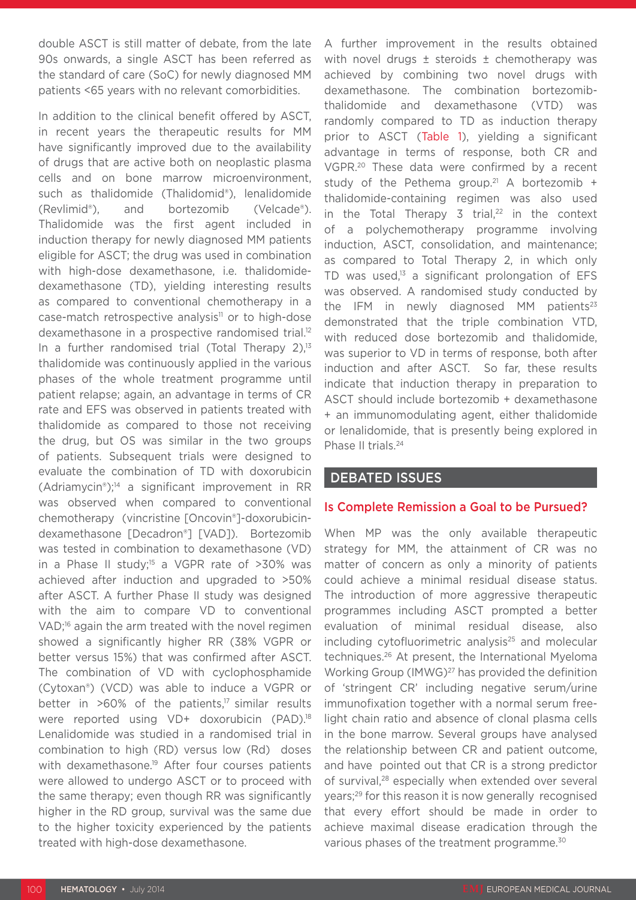double ASCT is still matter of debate, from the late 90s onwards, a single ASCT has been referred as the standard of care (SoC) for newly diagnosed MM patients <65 years with no relevant comorbidities.

In addition to the clinical benefit offered by ASCT, in recent years the therapeutic results for MM have significantly improved due to the availability of drugs that are active both on neoplastic plasma cells and on bone marrow microenvironment, such as thalidomide (Thalidomid®), lenalidomide (Revlimid®), and bortezomib (Velcade®). Thalidomide was the first agent included in induction therapy for newly diagnosed MM patients eligible for ASCT; the drug was used in combination with high-dose dexamethasone, i.e. thalidomide-dexamethasone (TD), yielding interesting results as compared to conventional chemotherapy in a case-match retrospective analysis[11] or to high-dose dexamethasone in a prospective randomised trial.[12] In a further randomised trial (Total Therapy 2),[13] thalidomide was continuously applied in the various phases of the whole treatment programme until patient relapse; again, an advantage in terms of CR rate and EFS was observed in patients treated with thalidomide as compared to those not receiving the drug, but OS was similar in the two groups of patients. Subsequent trials were designed to evaluate the combination of TD with doxorubicin (Adriamycin®);[14] a significant improvement in RR was observed when compared to conventional chemotherapy (vincristine [Oncovin®]-doxorubicin-dexamethasone [Decadron®] [VAD]). Bortezomib was tested in combination to dexamethasone (VD) in a Phase II study;[15] a VGPR rate of >30% was achieved after induction and upgraded to >50% after ASCT. A further Phase II study was designed with the aim to compare VD to conventional VAD;[16] again the arm treated with the novel regimen showed a significantly higher RR (38% VGPR or better versus 15%) that was confirmed after ASCT. The combination of VD with cyclophosphamide (Cytoxan®) (VCD) was able to induce a VGPR or better in >60% of the patients,[17] similar results were reported using VD+ doxorubicin (PAD).[18] Lenalidomide was studied in a randomised trial in combination to high (RD) versus low (Rd) doses with dexamethasone.[19] After four courses patients were allowed to undergo ASCT or to proceed with the same therapy; even though RR was significantly higher in the RD group, survival was the same due to the higher toxicity experienced by the patients treated with high-dose dexamethasone.

A further improvement in the results obtained with novel drugs ± steroids ± chemotherapy was achieved by combining two novel drugs with dexamethasone. The combination bortezomib-thalidomide and dexamethasone (VTD) was randomly compared to TD as induction therapy prior to ASCT (Table 1), yielding a significant advantage in terms of response, both CR and VGPR.[20] These data were confirmed by a recent study of the Pethema group.[21] A bortezomib + thalidomide-containing regimen was also used in the Total Therapy 3 trial,[22] in the context of a polychemotherapy programme involving induction, ASCT, consolidation, and maintenance; as compared to Total Therapy 2, in which only TD was used,[13] a significant prolongation of EFS was observed. A randomised study conducted by the IFM in newly diagnosed MM patients[23] demonstrated that the triple combination VTD, with reduced dose bortezomib and thalidomide, was superior to VD in terms of response, both after induction and after ASCT. So far, these results indicate that induction therapy in preparation to ASCT should include bortezomib + dexamethasone + an immunomodulating agent, either thalidomide or lenalidomide, that is presently being explored in Phase II trials.[24]

## DEBATED ISSUES

### Is Complete Remission a Goal to be Pursued?

When MP was the only available therapeutic strategy for MM, the attainment of CR was no matter of concern as only a minority of patients could achieve a minimal residual disease status. The introduction of more aggressive therapeutic programmes including ASCT prompted a better evaluation of minimal residual disease, also including cytofluorimetric analysis[25] and molecular techniques.[26] At present, the International Myeloma Working Group (IMWG)[27] has provided the definition of 'stringent CR' including negative serum/urine immunofixation together with a normal serum free-light chain ratio and absence of clonal plasma cells in the bone marrow. Several groups have analysed the relationship between CR and patient outcome, and have pointed out that CR is a strong predictor of survival,[28] especially when extended over several years;[29] for this reason it is now generally recognised that every effort should be made in order to achieve maximal disease eradication through the various phases of the treatment programme.[30]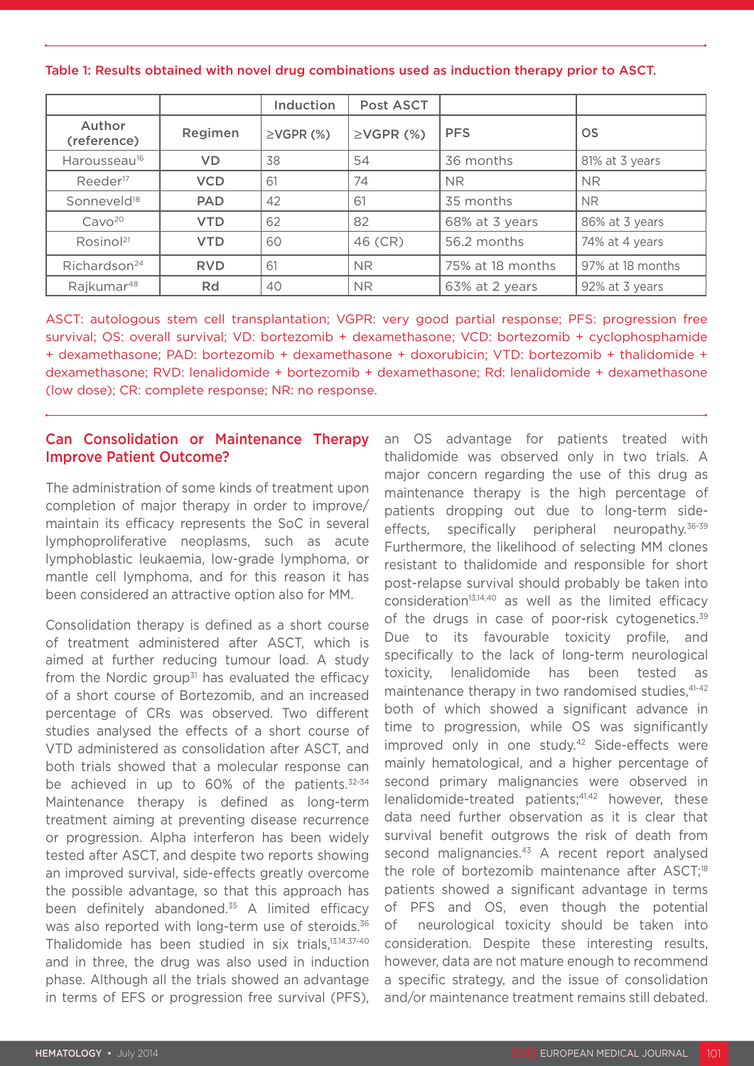Table 1: Results obtained with novel drug combinations used as induction therapy prior to ASCT.

| | | Induction | Post ASCT | | |
|---|---|---|---|---|---|
| Author (reference) | Regimen | ≥VGPR (%) | ≥VGPR (%) | PFS | OS |
| Harousseau[16] | **VD** | 38 | 54 | 36 months | 81% at 3 years |
| Reeder[17] | **VCD** | 61 | 74 | NR | NR |
| Sonneveld[18] | **PAD** | 42 | 61 | 35 months | NR |
| Cavo[20] | **VTD** | 62 | 82 | 68% at 3 years | 86% at 3 years |
| Rosinol[21] | **VTD** | 60 | 46 (CR) | 56.2 months | 74% at 4 years |
| Richardson[24] | **RVD** | 61 | NR | 75% at 18 months | 97% at 18 months |
| Rajkumar[48] | **Rd** | 40 | NR | 63% at 2 years | 92% at 3 years |

ASCT: autologous stem cell transplantation; VGPR: very good partial response; PFS: progression free survival; OS: overall survival; VD: bortezomib + dexamethasone; VCD: bortezomib + cyclophosphamide + dexamethasone; PAD: bortezomib + dexamethasone + doxorubicin; VTD: bortezomib + thalidomide + dexamethasone; RVD: lenalidomide + bortezomib + dexamethasone; Rd: lenalidomide + dexamethasone (low dose); CR: complete response; NR: no response.

## Can Consolidation or Maintenance Therapy Improve Patient Outcome?

The administration of some kinds of treatment upon completion of major therapy in order to improve/maintain its efficacy represents the SoC in several lymphoproliferative neoplasms, such as acute lymphoblastic leukaemia, low-grade lymphoma, or mantle cell lymphoma, and for this reason it has been considered an attractive option also for MM.

Consolidation therapy is defined as a short course of treatment administered after ASCT, which is aimed at further reducing tumour load. A study from the Nordic group[31] has evaluated the efficacy of a short course of Bortezomib, and an increased percentage of CRs was observed. Two different studies analysed the effects of a short course of VTD administered as consolidation after ASCT, and both trials showed that a molecular response can be achieved in up to 60% of the patients.[32-34] Maintenance therapy is defined as long-term treatment aiming at preventing disease recurrence or progression. Alpha interferon has been widely tested after ASCT, and despite two reports showing an improved survival, side-effects greatly overcome the possible advantage, so that this approach has been definitely abandoned.[35] A limited efficacy was also reported with long-term use of steroids.[36] Thalidomide has been studied in six trials,[13,14,37-40] and in three, the drug was also used in induction phase. Although all the trials showed an advantage in terms of EFS or progression free survival (PFS), an OS advantage for patients treated with thalidomide was observed only in two trials. A major concern regarding the use of this drug as maintenance therapy is the high percentage of patients dropping out due to long-term side-effects, specifically peripheral neuropathy.[36-39] Furthermore, the likelihood of selecting MM clones resistant to thalidomide and responsible for short post-relapse survival should probably be taken into consideration[13,14,40] as well as the limited efficacy of the drugs in case of poor-risk cytogenetics.[39] Due to its favourable toxicity profile, and specifically to the lack of long-term neurological toxicity, lenalidomide has been tested as maintenance therapy in two randomised studies,[41-42] both of which showed a significant advance in time to progression, while OS was significantly improved only in one study.[42] Side-effects were mainly hematological, and a higher percentage of second primary malignancies were observed in lenalidomide-treated patients;[41,42] however, these data need further observation as it is clear that survival benefit outgrows the risk of death from second malignancies.[43] A recent report analysed the role of bortezomib maintenance after ASCT;[18] patients showed a significant advantage in terms of PFS and OS, even though the potential of neurological toxicity should be taken into consideration. Despite these interesting results, however, data are not mature enough to recommend a specific strategy, and the issue of consolidation and/or maintenance treatment remains still debated.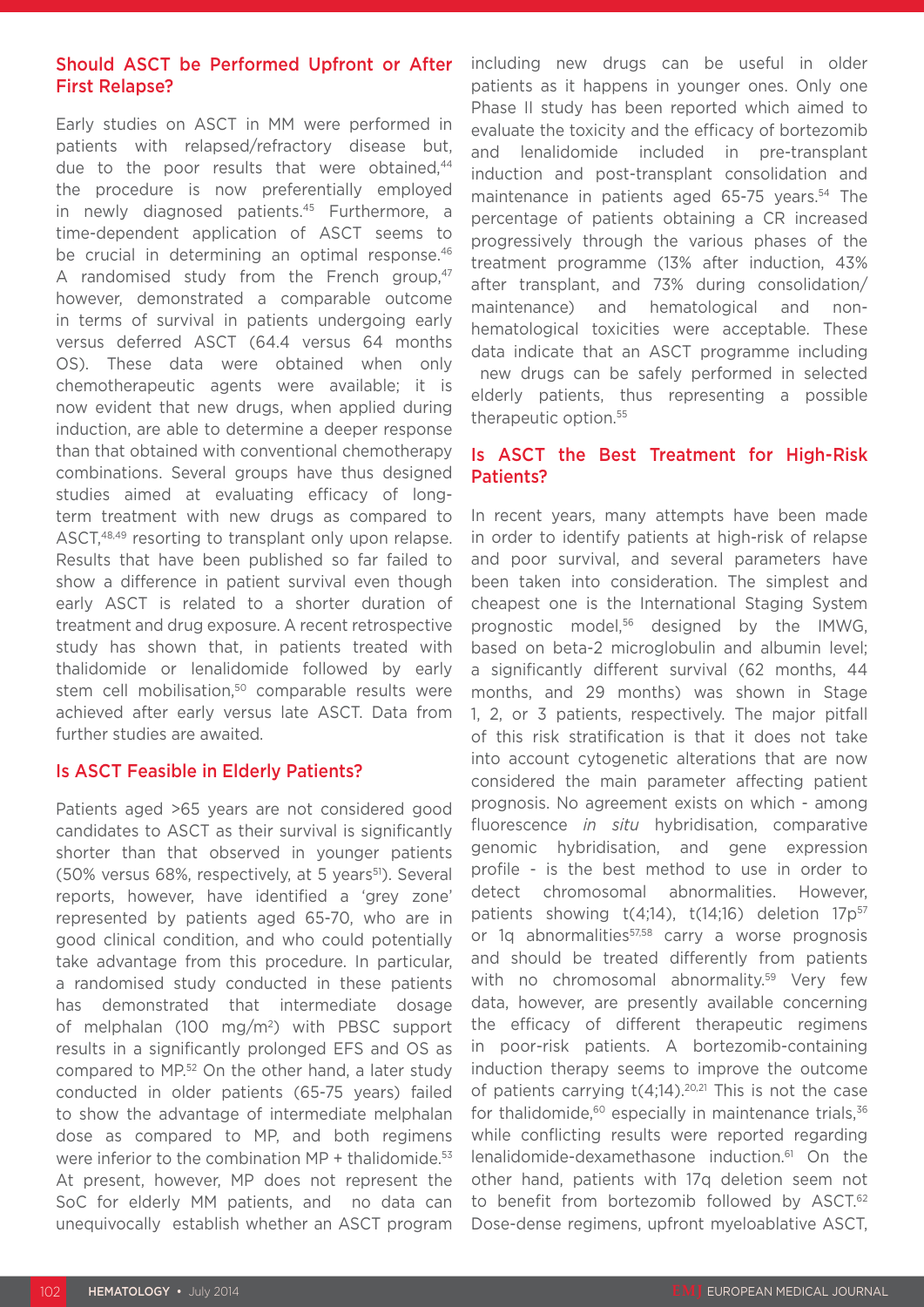## Should ASCT be Performed Upfront or After First Relapse?

Early studies on ASCT in MM were performed in patients with relapsed/refractory disease but, due to the poor results that were obtained,[44] the procedure is now preferentially employed in newly diagnosed patients.[45] Furthermore, a time-dependent application of ASCT seems to be crucial in determining an optimal response.[46] A randomised study from the French group,[47] however, demonstrated a comparable outcome in terms of survival in patients undergoing early versus deferred ASCT (64.4 versus 64 months OS). These data were obtained when only chemotherapeutic agents were available; it is now evident that new drugs, when applied during induction, are able to determine a deeper response than that obtained with conventional chemotherapy combinations. Several groups have thus designed studies aimed at evaluating efficacy of long-term treatment with new drugs as compared to ASCT,[48,49] resorting to transplant only upon relapse. Results that have been published so far failed to show a difference in patient survival even though early ASCT is related to a shorter duration of treatment and drug exposure. A recent retrospective study has shown that, in patients treated with thalidomide or lenalidomide followed by early stem cell mobilisation,[50] comparable results were achieved after early versus late ASCT. Data from further studies are awaited.

## Is ASCT Feasible in Elderly Patients?

Patients aged >65 years are not considered good candidates to ASCT as their survival is significantly shorter than that observed in younger patients (50% versus 68%, respectively, at 5 years[51]). Several reports, however, have identified a 'grey zone' represented by patients aged 65-70, who are in good clinical condition, and who could potentially take advantage from this procedure. In particular, a randomised study conducted in these patients has demonstrated that intermediate dosage of melphalan (100 mg/m$^2$) with PBSC support results in a significantly prolonged EFS and OS as compared to MP.[52] On the other hand, a later study conducted in older patients (65-75 years) failed to show the advantage of intermediate melphalan dose as compared to MP, and both regimens were inferior to the combination MP + thalidomide.[53] At present, however, MP does not represent the SoC for elderly MM patients, and no data can unequivocally establish whether an ASCT program including new drugs can be useful in older patients as it happens in younger ones. Only one Phase II study has been reported which aimed to evaluate the toxicity and the efficacy of bortezomib and lenalidomide included in pre-transplant induction and post-transplant consolidation and maintenance in patients aged 65-75 years.[54] The percentage of patients obtaining a CR increased progressively through the various phases of the treatment programme (13% after induction, 43% after transplant, and 73% during consolidation/maintenance) and hematological and non-hematological toxicities were acceptable. These data indicate that an ASCT programme including new drugs can be safely performed in selected elderly patients, thus representing a possible therapeutic option.[55]

## Is ASCT the Best Treatment for High-Risk Patients?

In recent years, many attempts have been made in order to identify patients at high-risk of relapse and poor survival, and several parameters have been taken into consideration. The simplest and cheapest one is the International Staging System prognostic model,[56] designed by the IMWG, based on beta-2 microglobulin and albumin level; a significantly different survival (62 months, 44 months, and 29 months) was shown in Stage 1, 2, or 3 patients, respectively. The major pitfall of this risk stratification is that it does not take into account cytogenetic alterations that are now considered the main parameter affecting patient prognosis. No agreement exists on which - among fluorescence *in situ* hybridisation, comparative genomic hybridisation, and gene expression profile - is the best method to use in order to detect chromosomal abnormalities. However, patients showing t(4;14), t(14;16) deletion 17p[57] or 1q abnormalities[57,58] carry a worse prognosis and should be treated differently from patients with no chromosomal abnormality.[59] Very few data, however, are presently available concerning the efficacy of different therapeutic regimens in poor-risk patients. A bortezomib-containing induction therapy seems to improve the outcome of patients carrying t(4;14).[20,21] This is not the case for thalidomide,[60] especially in maintenance trials,[36] while conflicting results were reported regarding lenalidomide-dexamethasone induction.[61] On the other hand, patients with 17q deletion seem not to benefit from bortezomib followed by ASCT.[62] Dose-dense regimens, upfront myeloablative ASCT,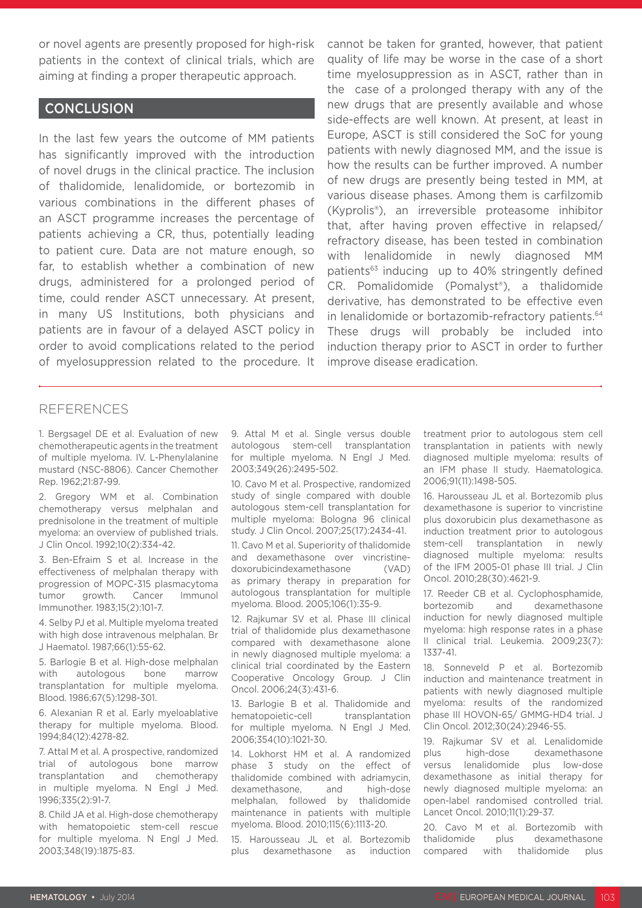or novel agents are presently proposed for high-risk patients in the context of clinical trials, which are aiming at finding a proper therapeutic approach.

## CONCLUSION

In the last few years the outcome of MM patients has significantly improved with the introduction of novel drugs in the clinical practice. The inclusion of thalidomide, lenalidomide, or bortezomib in various combinations in the different phases of an ASCT programme increases the percentage of patients achieving a CR, thus, potentially leading to patient cure. Data are not mature enough, so far, to establish whether a combination of new drugs, administered for a prolonged period of time, could render ASCT unnecessary. At present, in many US Institutions, both physicians and patients are in favour of a delayed ASCT policy in order to avoid complications related to the period of myelosuppression related to the procedure. It cannot be taken for granted, however, that patient quality of life may be worse in the case of a short time myelosuppression as in ASCT, rather than in the case of a prolonged therapy with any of the new drugs that are presently available and whose side-effects are well known. At present, at least in Europe, ASCT is still considered the SoC for young patients with newly diagnosed MM, and the issue is how the results can be further improved. A number of new drugs are presently being tested in MM, at various disease phases. Among them is carfilzomib (Kyprolis®), an irreversible proteasome inhibitor that, after having proven effective in relapsed/refractory disease, has been tested in combination with lenalidomide in newly diagnosed MM patients[63] inducing up to 40% stringently defined CR. Pomalidomide (Pomalyst®), a thalidomide derivative, has demonstrated to be effective even in lenalidomide or bortazomib-refractory patients.[64] These drugs will probably be included into induction therapy prior to ASCT in order to further improve disease eradication.

## REFERENCES

1. Bergsagel DE et al. Evaluation of new chemotherapeutic agents in the treatment of multiple myeloma. IV. L-Phenylalanine mustard (NSC-8806). Cancer Chemother Rep. 1962;21:87-99.

2. Gregory WM et al. Combination chemotherapy versus melphalan and prednisolone in the treatment of multiple myeloma: an overview of published trials. J Clin Oncol. 1992;10(2):334-42.

3. Ben-Efraim S et al. Increase in the effectiveness of melphalan therapy with progression of MOPC-315 plasmacytoma tumor growth. Cancer Immunol Immunother. 1983;15(2):101-7.

4. Selby PJ et al. Multiple myeloma treated with high dose intravenous melphalan. Br J Haematol. 1986;66(1):55-62.

5. Barlogie B et al. High-dose melphalan with autologous bone marrow transplantation for multiple myeloma. Blood. 1986;67(5):1298-301.

6. Alexanian R et al. Early myeloablative therapy for multiple myeloma. Blood. 1994;84(12):4278-82.

7. Attal M et al. A prospective, randomized trial of autologous bone marrow transplantation and chemotherapy in multiple myeloma. N Engl J Med. 1996;335(2):91-7.

8. Child JA et al. High-dose chemotherapy with hematopoietic stem-cell rescue for multiple myeloma. N Engl J Med. 2003;348(19):1875-83.

9. Attal M et al. Single versus double autologous stem-cell transplantation for multiple myeloma. N Engl J Med. 2003;349(26):2495-502.

10. Cavo M et al. Prospective, randomized study of single compared with double autologous stem-cell transplantation for multiple myeloma: Bologna 96 clinical study. J Clin Oncol. 2007;25(17):2434-41.

11. Cavo M et al. Superiority of thalidomide and dexamethasone over vincristine-doxorubicindexamethasone (VAD) as primary therapy in preparation for autologous transplantation for multiple myeloma. Blood. 2005;106(1):35-9.

12. Rajkumar SV et al. Phase III clinical trial of thalidomide plus dexamethasone compared with dexamethasone alone in newly diagnosed multiple myeloma: a clinical trial coordinated by the Eastern Cooperative Oncology Group. J Clin Oncol. 2006;24(3):431-6.

13. Barlogie B et al. Thalidomide and hematopoietic-cell transplantation for multiple myeloma. N Engl J Med. 2006;354(10):1021-30.

14. Lokhorst HM et al. A randomized phase 3 study on the effect of thalidomide combined with adriamycin, dexamethasone, and high-dose melphalan, followed by thalidomide maintenance in patients with multiple myeloma. Blood. 2010;115(6):1113-20.

15. Harousseau JL et al. Bortezomib plus dexamethasone as induction treatment prior to autologous stem cell transplantation in patients with newly diagnosed multiple myeloma: results of an IFM phase II study. Haematologica. 2006;91(11):1498-505.

16. Harousseau JL et al. Bortezomib plus dexamethasone is superior to vincristine plus doxorubicin plus dexamethasone as induction treatment prior to autologous stem-cell transplantation in newly diagnosed multiple myeloma: results of the IFM 2005-01 phase III trial. J Clin Oncol. 2010;28(30):4621-9.

17. Reeder CB et al. Cyclophosphamide, bortezomib and dexamethasone induction for newly diagnosed multiple myeloma: high response rates in a phase II clinical trial. Leukemia. 2009;23(7):1337-41.

18. Sonneveld P et al. Bortezomib induction and maintenance treatment in patients with newly diagnosed multiple myeloma: results of the randomized phase III HOVON-65/ GMMG-HD4 trial. J Clin Oncol. 2012;30(24):2946-55.

19. Rajkumar SV et al. Lenalidomide plus high-dose dexamethasone versus lenalidomide plus low-dose dexamethasone as initial therapy for newly diagnosed multiple myeloma: an open-label randomised controlled trial. Lancet Oncol. 2010;11(1):29-37.

20. Cavo M et al. Bortezomib with thalidomide plus dexamethasone compared with thalidomide plus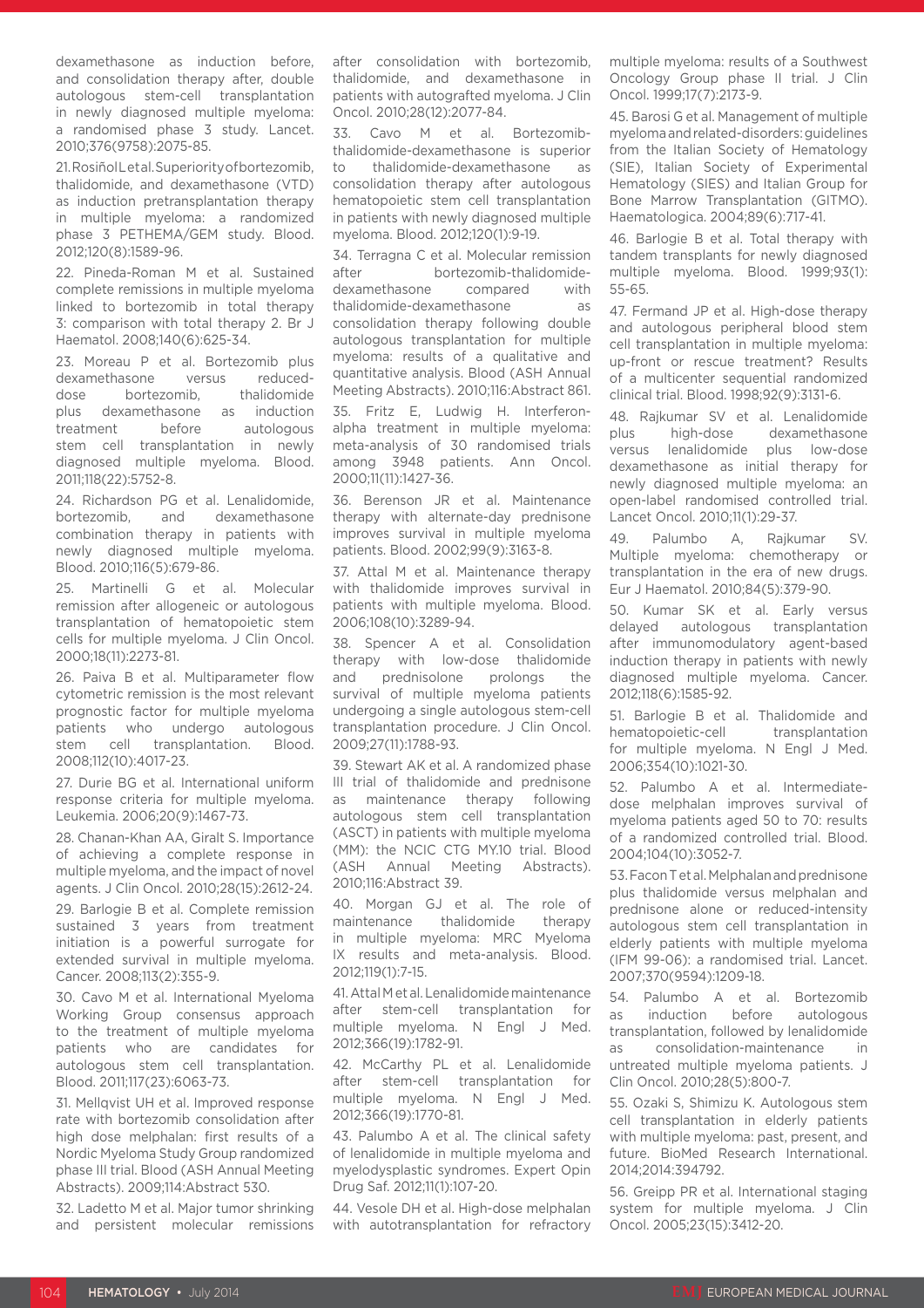dexamethasone as induction before, and consolidation therapy after, double autologous stem-cell transplantation in newly diagnosed multiple myeloma: a randomised phase 3 study. Lancet. 2010;376(9758):2075-85.

21. Rosiñol L et al. Superiority of bortezomib, thalidomide, and dexamethasone (VTD) as induction pretransplantation therapy in multiple myeloma: a randomized phase 3 PETHEMA/GEM study. Blood. 2012;120(8):1589-96.

22. Pineda-Roman M et al. Sustained complete remissions in multiple myeloma linked to bortezomib in total therapy 3: comparison with total therapy 2. Br J Haematol. 2008;140(6):625-34.

23. Moreau P et al. Bortezomib plus dexamethasone versus reduced-dose bortezomib, thalidomide plus dexamethasone as induction treatment before autologous stem cell transplantation in newly diagnosed multiple myeloma. Blood. 2011;118(22):5752-8.

24. Richardson PG et al. Lenalidomide, bortezomib, and dexamethasone combination therapy in patients with newly diagnosed multiple myeloma. Blood. 2010;116(5):679-86.

25. Martinelli G et al. Molecular remission after allogeneic or autologous transplantation of hematopoietic stem cells for multiple myeloma. J Clin Oncol. 2000;18(11):2273-81.

26. Paiva B et al. Multiparameter flow cytometric remission is the most relevant prognostic factor for multiple myeloma patients who undergo autologous stem cell transplantation. Blood. 2008;112(10):4017-23.

27. Durie BG et al. International uniform response criteria for multiple myeloma. Leukemia. 2006;20(9):1467-73.

28. Chanan-Khan AA, Giralt S. Importance of achieving a complete response in multiple myeloma, and the impact of novel agents. J Clin Oncol. 2010;28(15):2612-24.

29. Barlogie B et al. Complete remission sustained 3 years from treatment initiation is a powerful surrogate for extended survival in multiple myeloma. Cancer. 2008;113(2):355-9.

30. Cavo M et al. International Myeloma Working Group consensus approach to the treatment of multiple myeloma patients who are candidates for autologous stem cell transplantation. Blood. 2011;117(23):6063-73.

31. Mellqvist UH et al. Improved response rate with bortezomib consolidation after high dose melphalan: first results of a Nordic Myeloma Study Group randomized phase III trial. Blood (ASH Annual Meeting Abstracts). 2009;114:Abstract 530.

32. Ladetto M et al. Major tumor shrinking and persistent molecular remissions after consolidation with bortezomib, thalidomide, and dexamethasone in patients with autografted myeloma. J Clin Oncol. 2010;28(12):2077-84.

33. Cavo M et al. Bortezomib-thalidomide-dexamethasone is superior to thalidomide-dexamethasone as consolidation therapy after autologous hematopoietic stem cell transplantation in patients with newly diagnosed multiple myeloma. Blood. 2012;120(1):9-19.

34. Terragna C et al. Molecular remission after bortezomib-thalidomide-dexamethasone compared with thalidomide-dexamethasone as consolidation therapy following double autologous transplantation for multiple myeloma: results of a qualitative and quantitative analysis. Blood (ASH Annual Meeting Abstracts). 2010;116:Abstract 861.

35. Fritz E, Ludwig H. Interferon-alpha treatment in multiple myeloma: meta-analysis of 30 randomised trials among 3948 patients. Ann Oncol. 2000;11(11):1427-36.

36. Berenson JR et al. Maintenance therapy with alternate-day prednisone improves survival in multiple myeloma patients. Blood. 2002;99(9):3163-8.

37. Attal M et al. Maintenance therapy with thalidomide improves survival in patients with multiple myeloma. Blood. 2006;108(10):3289-94.

38. Spencer A et al. Consolidation therapy with low-dose thalidomide and prednisolone prolongs the survival of multiple myeloma patients undergoing a single autologous stem-cell transplantation procedure. J Clin Oncol. 2009;27(11):1788-93.

39. Stewart AK et al. A randomized phase III trial of thalidomide and prednisone as maintenance therapy following autologous stem cell transplantation (ASCT) in patients with multiple myeloma (MM): the NCIC CTG MY.10 trial. Blood (ASH Annual Meeting Abstracts). 2010;116:Abstract 39.

40. Morgan GJ et al. The role of maintenance thalidomide therapy in multiple myeloma: MRC Myeloma IX results and meta-analysis. Blood. 2012;119(1):7-15.

41. Attal M et al. Lenalidomide maintenance after stem-cell transplantation for multiple myeloma. N Engl J Med. 2012;366(19):1782-91.

42. McCarthy PL et al. Lenalidomide after stem-cell transplantation for multiple myeloma. N Engl J Med. 2012;366(19):1770-81.

43. Palumbo A et al. The clinical safety of lenalidomide in multiple myeloma and myelodysplastic syndromes. Expert Opin Drug Saf. 2012;11(1):107-20.

44. Vesole DH et al. High-dose melphalan with autotransplantation for refractory multiple myeloma: results of a Southwest Oncology Group phase II trial. J Clin Oncol. 1999;17(7):2173-9.

45. Barosi G et al. Management of multiple myeloma and related-disorders: guidelines from the Italian Society of Hematology (SIE), Italian Society of Experimental Hematology (SIES) and Italian Group for Bone Marrow Transplantation (GITMO). Haematologica. 2004;89(6):717-41.

46. Barlogie B et al. Total therapy with tandem transplants for newly diagnosed multiple myeloma. Blood. 1999;93(1): 55-65.

47. Fermand JP et al. High-dose therapy and autologous peripheral blood stem cell transplantation in multiple myeloma: up-front or rescue treatment? Results of a multicenter sequential randomized clinical trial. Blood. 1998;92(9):3131-6.

48. Rajkumar SV et al. Lenalidomide plus high-dose dexamethasone versus lenalidomide plus low-dose dexamethasone as initial therapy for newly diagnosed multiple myeloma: an open-label randomised controlled trial. Lancet Oncol. 2010;11(1):29-37.

49. Palumbo A, Rajkumar SV. Multiple myeloma: chemotherapy or transplantation in the era of new drugs. Eur J Haematol. 2010;84(5):379-90.

50. Kumar SK et al. Early versus delayed autologous transplantation after immunomodulatory agent-based induction therapy in patients with newly diagnosed multiple myeloma. Cancer. 2012;118(6):1585-92.

51. Barlogie B et al. Thalidomide and hematopoietic-cell transplantation for multiple myeloma. N Engl J Med. 2006;354(10):1021-30.

52. Palumbo A et al. Intermediate-dose melphalan improves survival of myeloma patients aged 50 to 70: results of a randomized controlled trial. Blood. 2004;104(10):3052-7.

53. Facon T et al. Melphalan and prednisone plus thalidomide versus melphalan and prednisone alone or reduced-intensity autologous stem cell transplantation in elderly patients with multiple myeloma (IFM 99-06): a randomised trial. Lancet. 2007;370(9594):1209-18.

54. Palumbo A et al. Bortezomib as induction before autologous transplantation, followed by lenalidomide as consolidation-maintenance in untreated multiple myeloma patients. J Clin Oncol. 2010;28(5):800-7.

55. Ozaki S, Shimizu K. Autologous stem cell transplantation in elderly patients with multiple myeloma: past, present, and future. BioMed Research International. 2014;2014:394792.

56. Greipp PR et al. International staging system for multiple myeloma. J Clin Oncol. 2005;23(15):3412-20.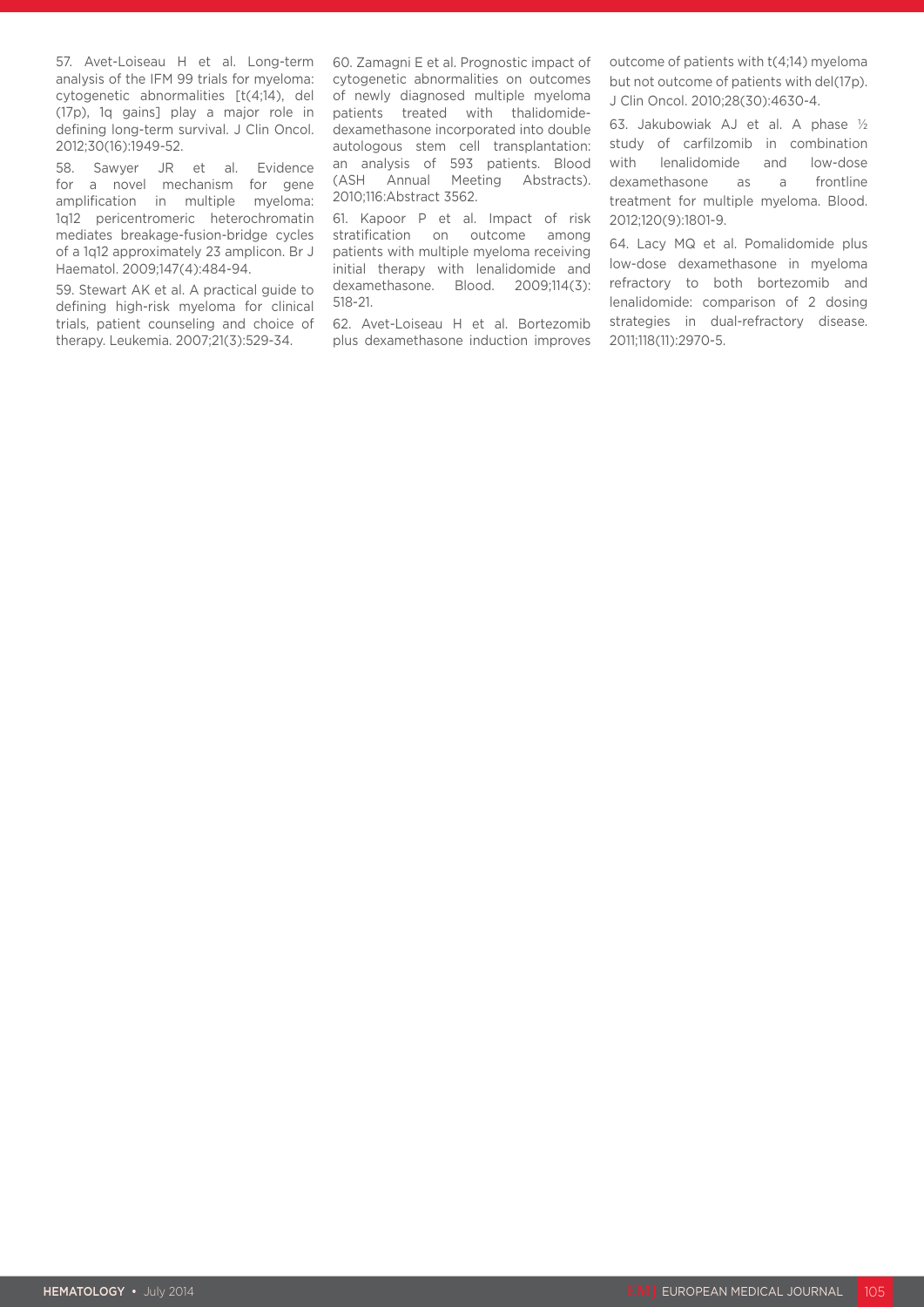57. Avet-Loiseau H et al. Long-term analysis of the IFM 99 trials for myeloma: cytogenetic abnormalities [t(4;14), del (17p), 1q gains] play a major role in defining long-term survival. J Clin Oncol. 2012;30(16):1949-52.

58. Sawyer JR et al. Evidence for a novel mechanism for gene amplification in multiple myeloma: 1q12 pericentromeric heterochromatin mediates breakage-fusion-bridge cycles of a 1q12 approximately 23 amplicon. Br J Haematol. 2009;147(4):484-94.

59. Stewart AK et al. A practical guide to defining high-risk myeloma for clinical trials, patient counseling and choice of therapy. Leukemia. 2007;21(3):529-34.

60. Zamagni E et al. Prognostic impact of cytogenetic abnormalities on outcomes of newly diagnosed multiple myeloma patients treated with thalidomide-dexamethasone incorporated into double autologous stem cell transplantation: an analysis of 593 patients. Blood (ASH Annual Meeting Abstracts). 2010;116:Abstract 3562.

61. Kapoor P et al. Impact of risk stratification on outcome among patients with multiple myeloma receiving initial therapy with lenalidomide and dexamethasone. Blood. 2009;114(3): 518-21.

62. Avet-Loiseau H et al. Bortezomib plus dexamethasone induction improves outcome of patients with t(4;14) myeloma but not outcome of patients with del(17p). J Clin Oncol. 2010;28(30):4630-4.

63. Jakubowiak AJ et al. A phase ½ study of carfilzomib in combination with lenalidomide and low-dose dexamethasone as a frontline treatment for multiple myeloma. Blood. 2012;120(9):1801-9.

64. Lacy MQ et al. Pomalidomide plus low-dose dexamethasone in myeloma refractory to both bortezomib and lenalidomide: comparison of 2 dosing strategies in dual-refractory disease. 2011;118(11):2970-5.